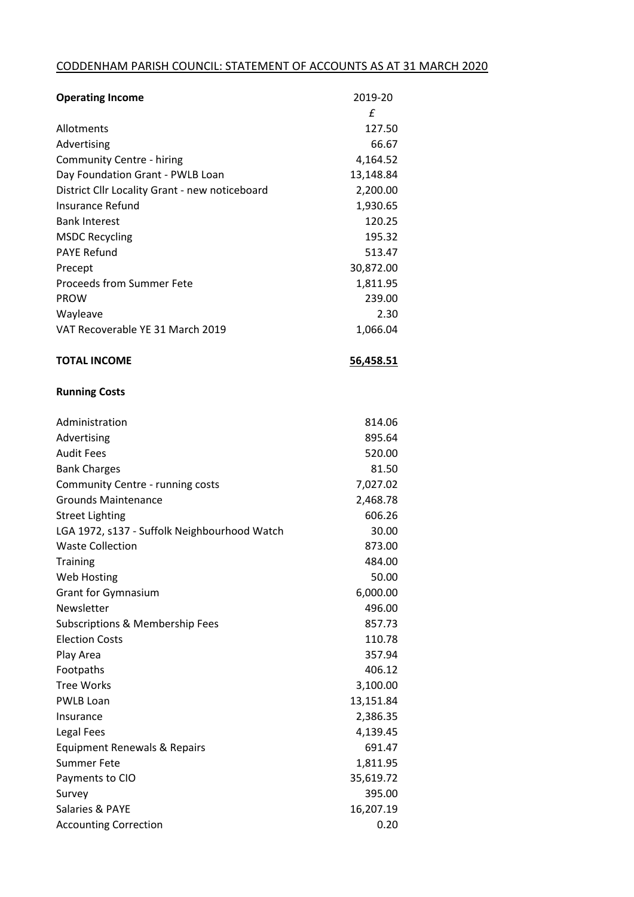CODDENHAM PARISH COUNCIL: STATEMENT OF ACCOUNTS AS AT 31 MARCH 2020

| **Operating Income** | 2019-20 |
|---|---|
| | £ |
| Allotments | 127.50 |
| Advertising | 66.67 |
| Community Centre - hiring | 4,164.52 |
| Day Foundation Grant - PWLB Loan | 13,148.84 |
| District Cllr Locality Grant - new noticeboard | 2,200.00 |
| Insurance Refund | 1,930.65 |
| Bank Interest | 120.25 |
| MSDC Recycling | 195.32 |
| PAYE Refund | 513.47 |
| Precept | 30,872.00 |
| Proceeds from Summer Fete | 1,811.95 |
| PROW | 239.00 |
| Wayleave | 2.30 |
| VAT Recoverable YE 31 March 2019 | 1,066.04 |
| | |
| **TOTAL INCOME** | **56,458.51** |
| | |
| **Running Costs** | |
| | |
| Administration | 814.06 |
| Advertising | 895.64 |
| Audit Fees | 520.00 |
| Bank Charges | 81.50 |
| Community Centre - running costs | 7,027.02 |
| Grounds Maintenance | 2,468.78 |
| Street Lighting | 606.26 |
| LGA 1972, s137 - Suffolk Neighbourhood Watch | 30.00 |
| Waste Collection | 873.00 |
| Training | 484.00 |
| Web Hosting | 50.00 |
| Grant for Gymnasium | 6,000.00 |
| Newsletter | 496.00 |
| Subscriptions & Membership Fees | 857.73 |
| Election Costs | 110.78 |
| Play Area | 357.94 |
| Footpaths | 406.12 |
| Tree Works | 3,100.00 |
| PWLB Loan | 13,151.84 |
| Insurance | 2,386.35 |
| Legal Fees | 4,139.45 |
| Equipment Renewals & Repairs | 691.47 |
| Summer Fete | 1,811.95 |
| Payments to CIO | 35,619.72 |
| Survey | 395.00 |
| Salaries & PAYE | 16,207.19 |
| Accounting Correction | 0.20 |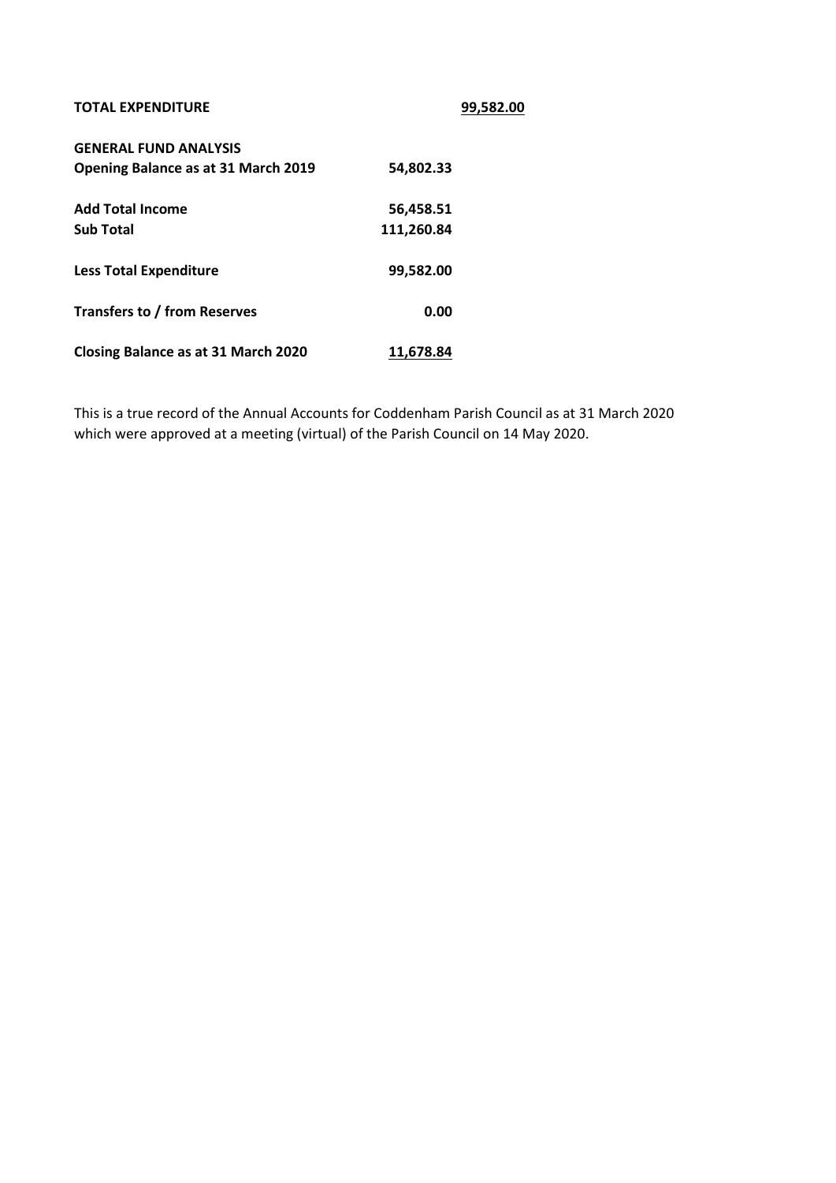| | | |
|---|---|---|
| **TOTAL EXPENDITURE** | | **99,582.00** |
| **GENERAL FUND ANALYSIS** | | |
| **Opening Balance as at 31 March 2019** | **54,802.33** | |
| **Add Total Income** | **56,458.51** | |
| **Sub Total** | **111,260.84** | |
| **Less Total Expenditure** | **99,582.00** | |
| **Transfers to / from Reserves** | **0.00** | |
| **Closing Balance as at 31 March 2020** | **11,678.84** | |

This is a true record of the Annual Accounts for Coddenham Parish Council as at 31 March 2020 which were approved at a meeting (virtual) of the Parish Council on 14 May 2020.